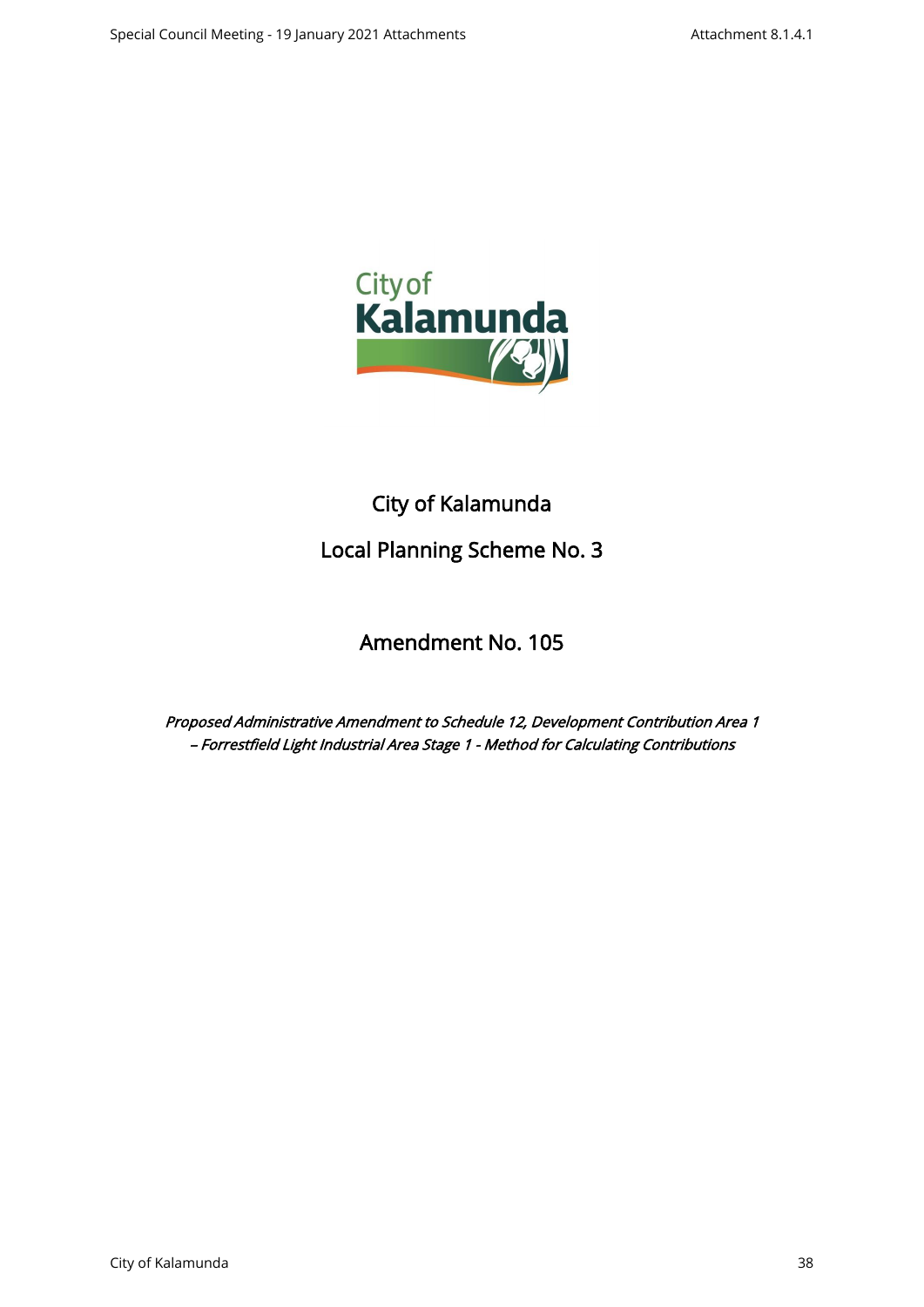City of Kalamunda

# City of Kalamunda

## Local Planning Scheme No. 3

## Amendment No. 105

*Proposed Administrative Amendment to Schedule 12, Development Contribution Area 1 – Forrestfield Light Industrial Area Stage 1 - Method for Calculating Contributions*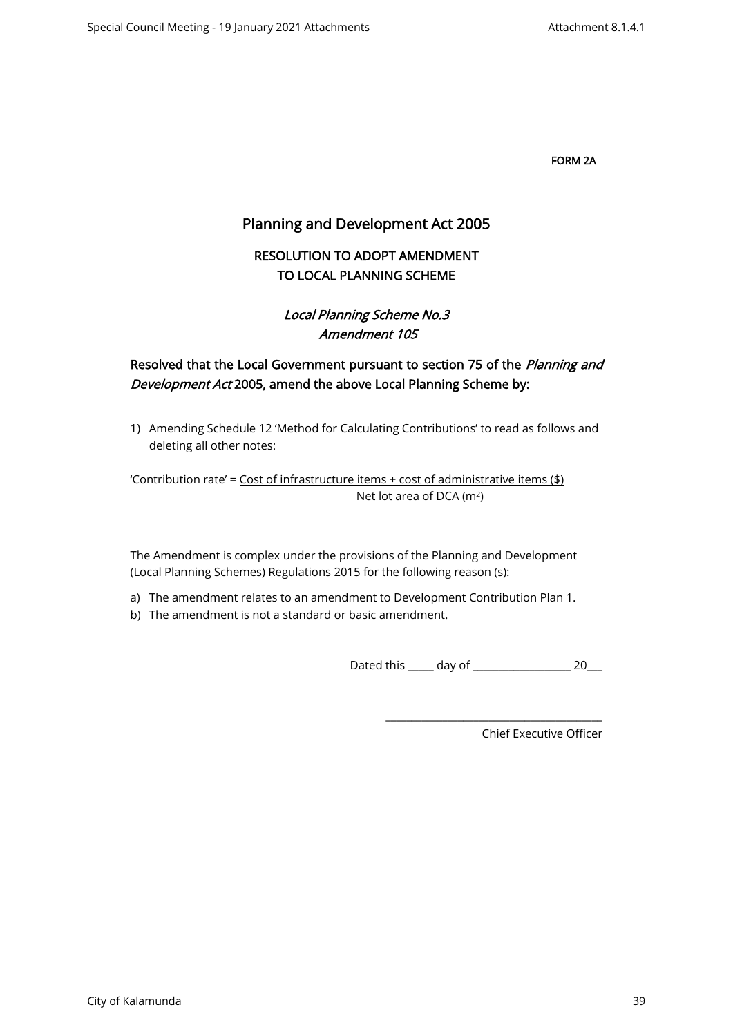**FORM 2A**

# Planning and Development Act 2005

## RESOLUTION TO ADOPT AMENDMENT TO LOCAL PLANNING SCHEME

*Local Planning Scheme No.3*
*Amendment 105*

**Resolved that the Local Government pursuant to section 75 of the *Planning and Development Act* 2005, amend the above Local Planning Scheme by:**

1) Amending Schedule 12 'Method for Calculating Contributions' to read as follows and deleting all other notes:

$$\text{'Contribution rate'} = \frac{\text{Cost of infrastructure items + cost of administrative items (\$)}}{\text{Net lot area of DCA (m}^2\text{)}}$$

The Amendment is complex under the provisions of the Planning and Development (Local Planning Schemes) Regulations 2015 for the following reason (s):

a) The amendment relates to an amendment to Development Contribution Plan 1.
b) The amendment is not a standard or basic amendment.

Dated this _____ day of __________________ 20___

_______________________________________
Chief Executive Officer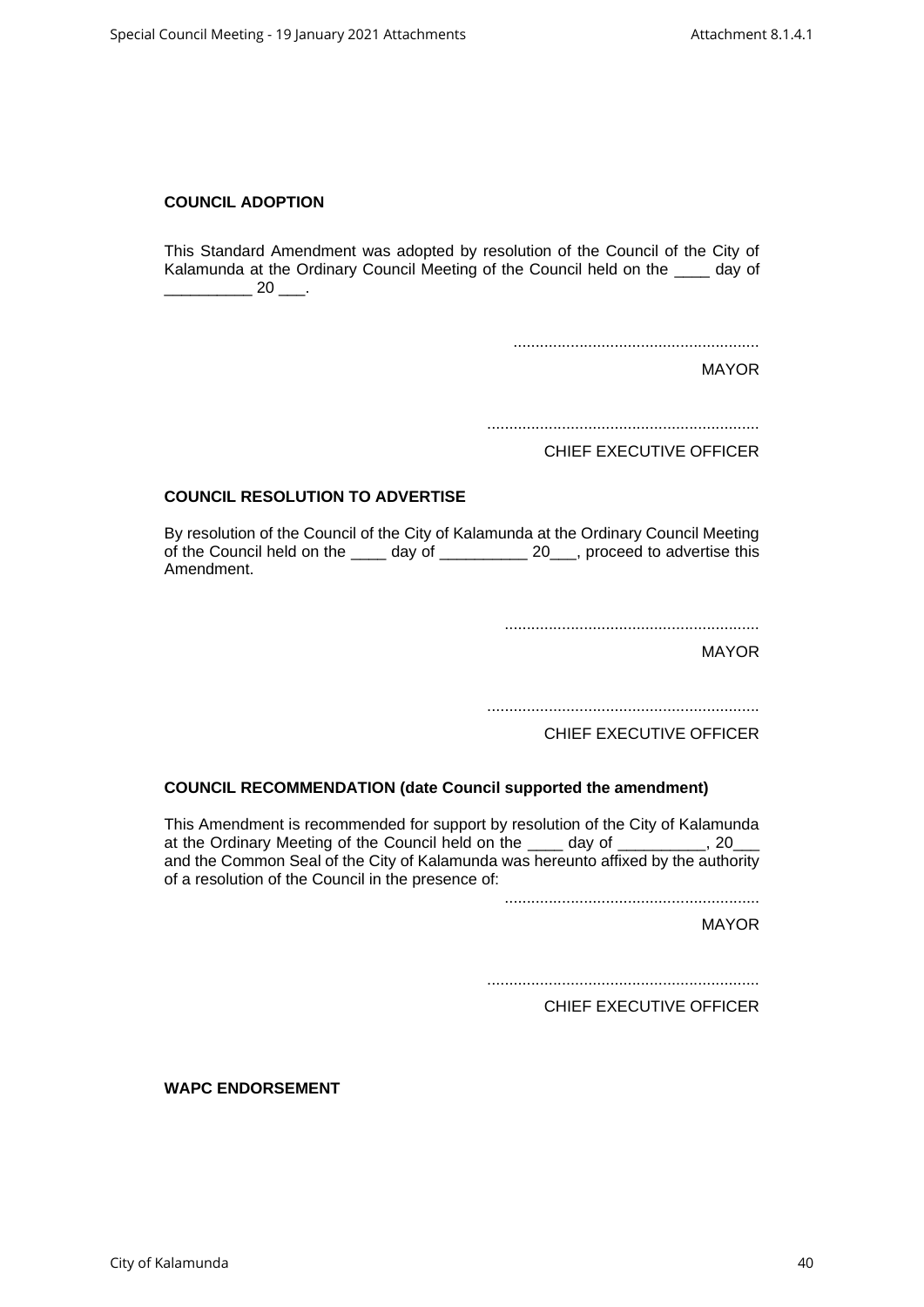**COUNCIL ADOPTION**

This Standard Amendment was adopted by resolution of the Council of the City of Kalamunda at the Ordinary Council Meeting of the Council held on the ____ day of __________ 20 ___.

........................................................

MAYOR

..............................................................

CHIEF EXECUTIVE OFFICER

**COUNCIL RESOLUTION TO ADVERTISE**

By resolution of the Council of the City of Kalamunda at the Ordinary Council Meeting of the Council held on the ____ day of __________ 20___, proceed to advertise this Amendment.

..........................................................

MAYOR

..............................................................

CHIEF EXECUTIVE OFFICER

**COUNCIL RECOMMENDATION (date Council supported the amendment)**

This Amendment is recommended for support by resolution of the City of Kalamunda at the Ordinary Meeting of the Council held on the ____ day of __________, 20___ and the Common Seal of the City of Kalamunda was hereunto affixed by the authority of a resolution of the Council in the presence of:

..........................................................

MAYOR

..............................................................

CHIEF EXECUTIVE OFFICER

**WAPC ENDORSEMENT**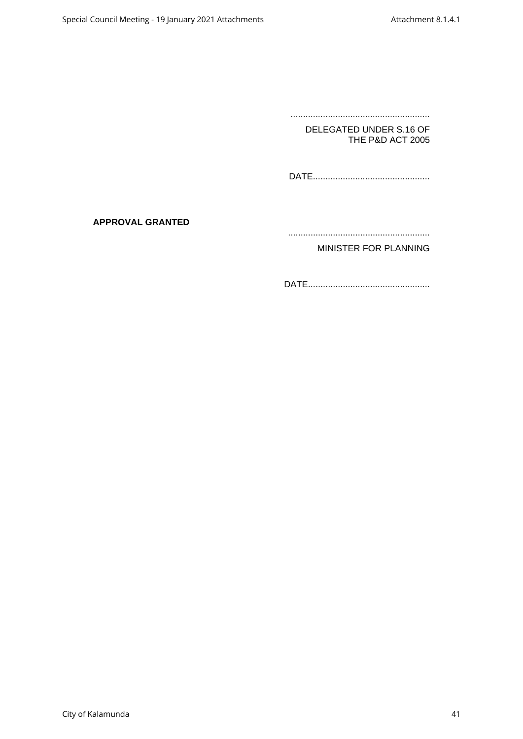........................................................

DELEGATED UNDER S.16 OF THE P&D ACT 2005

DATE...............................................

**APPROVAL GRANTED**

........................................................

MINISTER FOR PLANNING

DATE.................................................